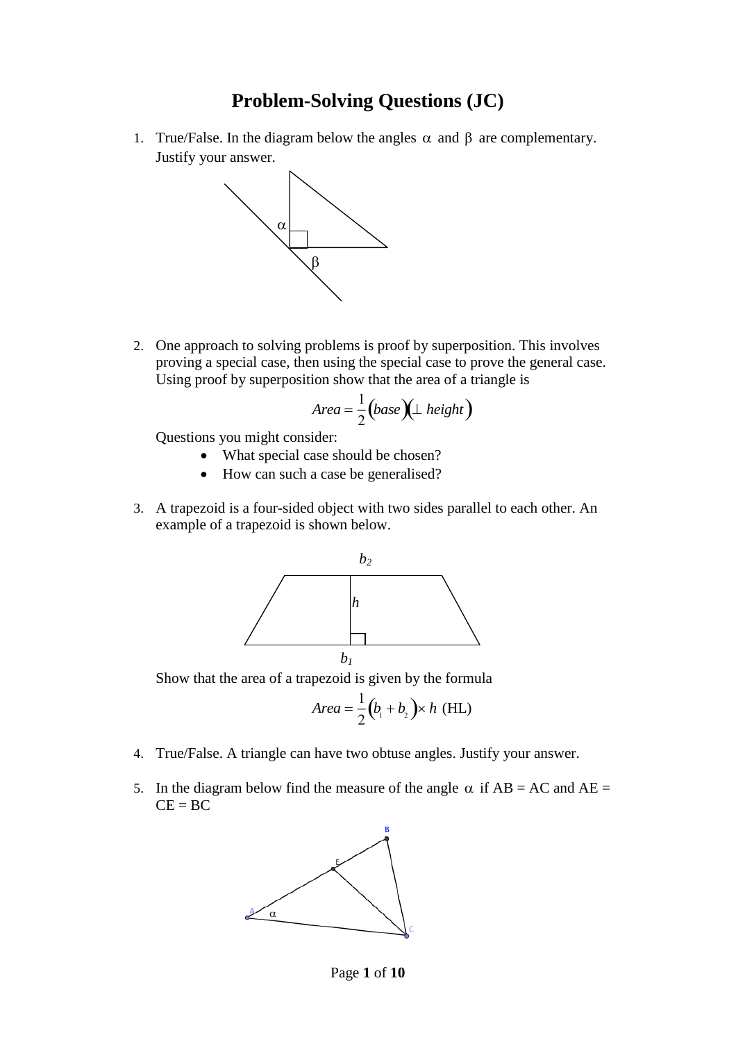# Problem-Solving Questions (JC)

1. True/False. In the diagram below the angles $\alpha$ and $\beta$ are complementary. Justify your answer.

2. One approach to solving problems is proof by superposition. This involves proving a special case, then using the special case to prove the general case. Using proof by superposition show that the area of a triangle is

$$Area = \frac{1}{2}(base)(\perp height)$$

   Questions you might consider:
   - What special case should be chosen?
   - How can such a case be generalised?

3. A trapezoid is a four-sided object with two sides parallel to each other. An example of a trapezoid is shown below.

   Show that the area of a trapezoid is given by the formula

$$Area = \frac{1}{2}(b_1 + b_2) \times h \text{ (HL)}$$

4. True/False. A triangle can have two obtuse angles. Justify your answer.

5. In the diagram below find the measure of the angle $\alpha$ if AB = AC and AE = CE = BC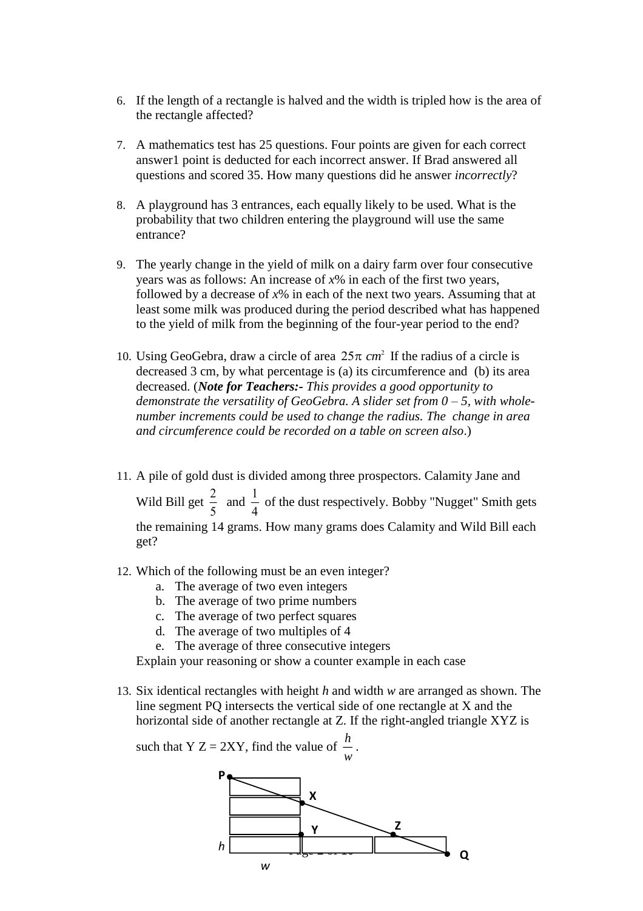6. If the length of a rectangle is halved and the width is tripled how is the area of the rectangle affected?

7. A mathematics test has 25 questions. Four points are given for each correct answer1 point is deducted for each incorrect answer. If Brad answered all questions and scored 35. How many questions did he answer *incorrectly*?

8. A playground has 3 entrances, each equally likely to be used. What is the probability that two children entering the playground will use the same entrance?

9. The yearly change in the yield of milk on a dairy farm over four consecutive years was as follows: An increase of $x$% in each of the first two years, followed by a decrease of $x$% in each of the next two years. Assuming that at least some milk was produced during the period described what has happened to the yield of milk from the beginning of the four-year period to the end?

10. Using GeoGebra, draw a circle of area $25\pi\ cm^2$ If the radius of a circle is decreased 3 cm, by what percentage is (a) its circumference and (b) its area decreased. (***Note for Teachers:-*** *This provides a good opportunity to demonstrate the versatility of GeoGebra. A slider set from 0 – 5, with whole-number increments could be used to change the radius. The change in area and circumference could be recorded on a table on screen also*.)

11. A pile of gold dust is divided among three prospectors. Calamity Jane and Wild Bill get $\frac{2}{5}$ and $\frac{1}{4}$ of the dust respectively. Bobby "Nugget" Smith gets the remaining 14 grams. How many grams does Calamity and Wild Bill each get?

12. Which of the following must be an even integer?
    a. The average of two even integers
    b. The average of two prime numbers
    c. The average of two perfect squares
    d. The average of two multiples of 4
    e. The average of three consecutive integers

    Explain your reasoning or show a counter example in each case

13. Six identical rectangles with height $h$ and width $w$ are arranged as shown. The line segment PQ intersects the vertical side of one rectangle at X and the horizontal side of another rectangle at Z. If the right-angled triangle XYZ is such that Y Z = 2XY, find the value of $\frac{h}{w}$.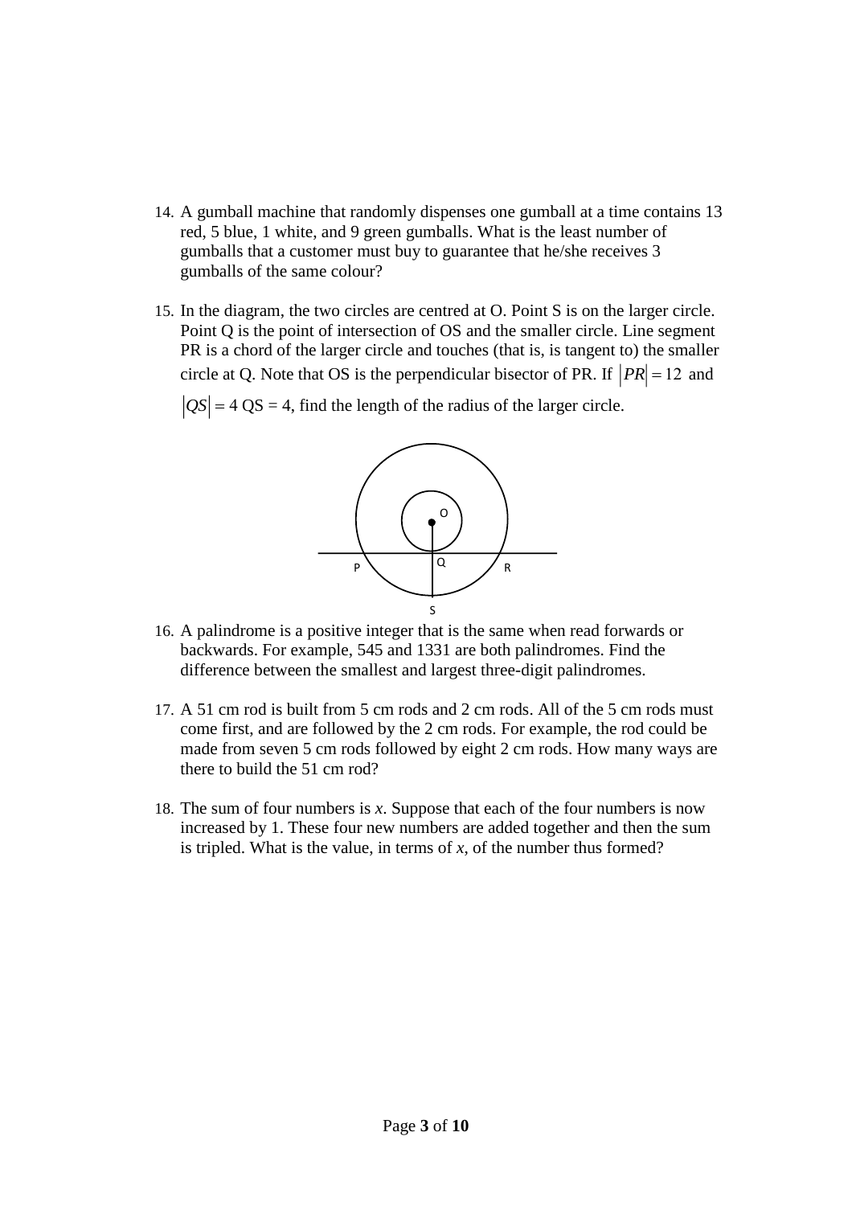14. A gumball machine that randomly dispenses one gumball at a time contains 13 red, 5 blue, 1 white, and 9 green gumballs. What is the least number of gumballs that a customer must buy to guarantee that he/she receives 3 gumballs of the same colour?

15. In the diagram, the two circles are centred at O. Point S is on the larger circle. Point Q is the point of intersection of OS and the smaller circle. Line segment PR is a chord of the larger circle and touches (that is, is tangent to) the smaller circle at Q. Note that OS is the perpendicular bisector of PR. If $|PR| = 12$ and $|QS| = 4$ QS = 4, find the length of the radius of the larger circle.

16. A palindrome is a positive integer that is the same when read forwards or backwards. For example, 545 and 1331 are both palindromes. Find the difference between the smallest and largest three-digit palindromes.

17. A 51 cm rod is built from 5 cm rods and 2 cm rods. All of the 5 cm rods must come first, and are followed by the 2 cm rods. For example, the rod could be made from seven 5 cm rods followed by eight 2 cm rods. How many ways are there to build the 51 cm rod?

18. The sum of four numbers is $x$. Suppose that each of the four numbers is now increased by 1. These four new numbers are added together and then the sum is tripled. What is the value, in terms of $x$, of the number thus formed?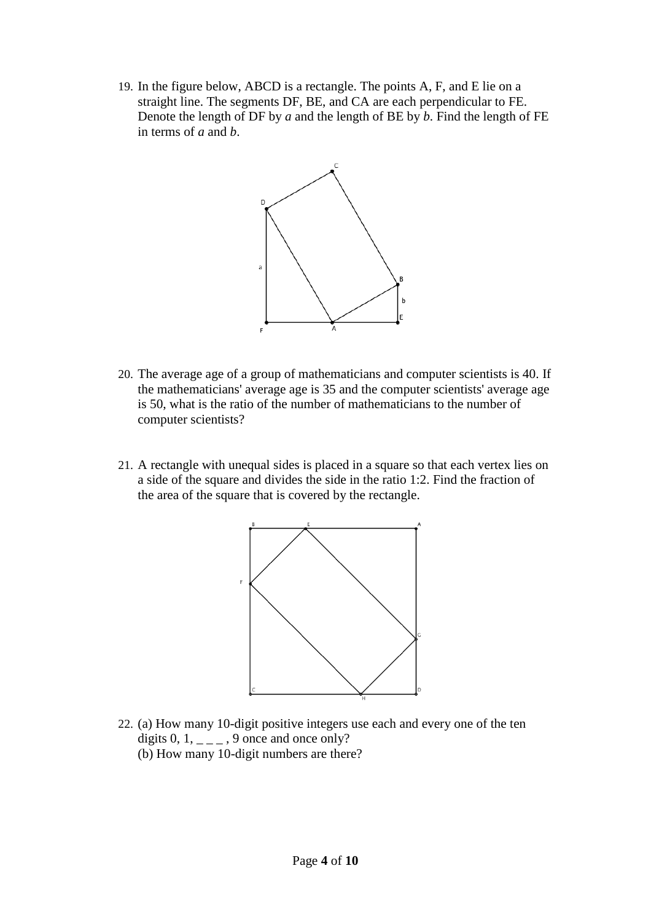19. In the figure below, ABCD is a rectangle. The points A, F, and E lie on a straight line. The segments DF, BE, and CA are each perpendicular to FE. Denote the length of DF by $a$ and the length of BE by $b$. Find the length of FE in terms of $a$ and $b$.

20. The average age of a group of mathematicians and computer scientists is 40. If the mathematicians' average age is 35 and the computer scientists' average age is 50, what is the ratio of the number of mathematicians to the number of computer scientists?

21. A rectangle with unequal sides is placed in a square so that each vertex lies on a side of the square and divides the side in the ratio 1:2. Find the fraction of the area of the square that is covered by the rectangle.

22. (a) How many 10-digit positive integers use each and every one of the ten digits 0, 1, _ _ _ , 9 once and once only?
    (b) How many 10-digit numbers are there?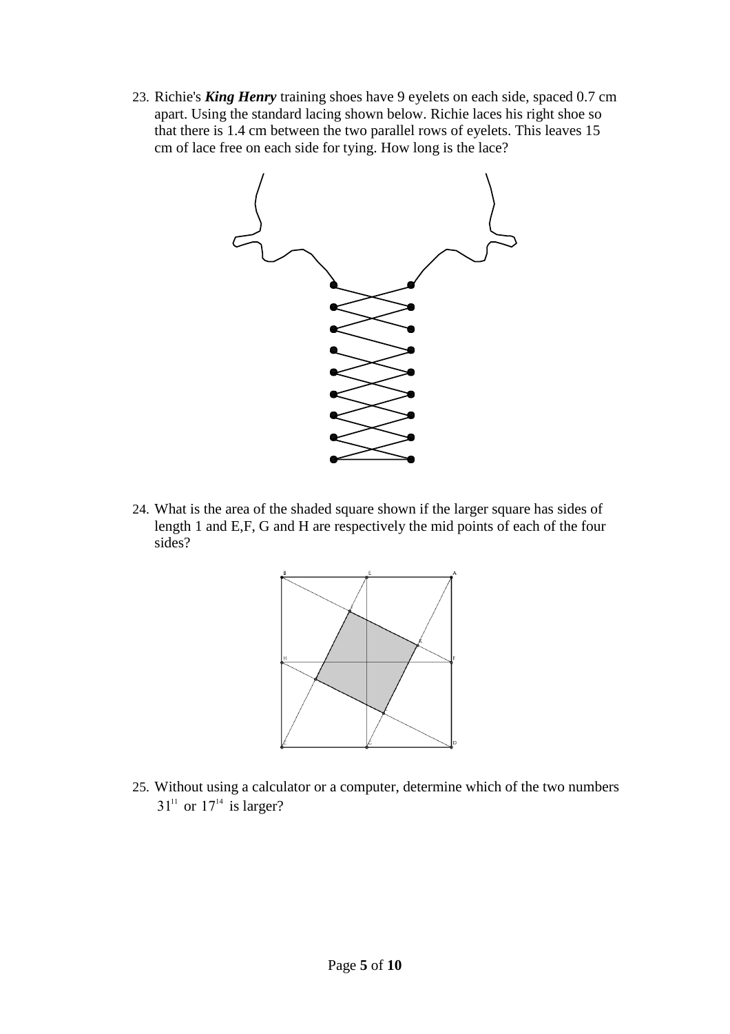23. Richie's ***King Henry*** training shoes have 9 eyelets on each side, spaced 0.7 cm apart. Using the standard lacing shown below. Richie laces his right shoe so that there is 1.4 cm between the two parallel rows of eyelets. This leaves 15 cm of lace free on each side for tying. How long is the lace?

24. What is the area of the shaded square shown if the larger square has sides of length 1 and E,F, G and H are respectively the mid points of each of the four sides?

25. Without using a calculator or a computer, determine which of the two numbers $31^{11}$ or $17^{14}$ is larger?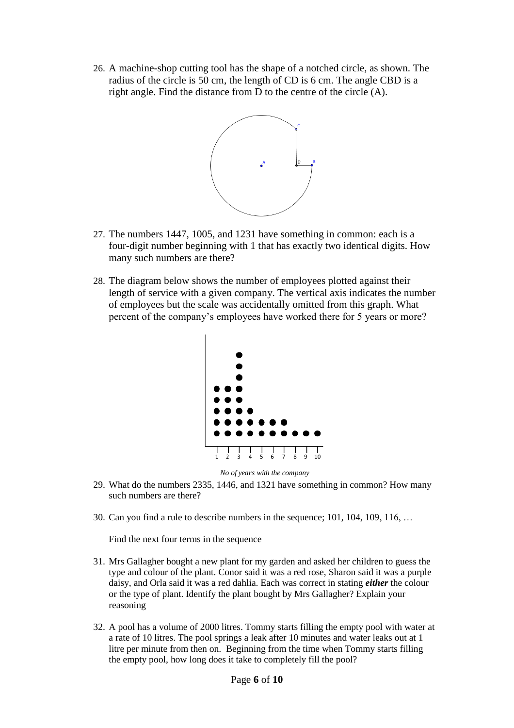26. A machine-shop cutting tool has the shape of a notched circle, as shown. The radius of the circle is 50 cm, the length of CD is 6 cm. The angle CBD is a right angle. Find the distance from D to the centre of the circle (A).

27. The numbers 1447, 1005, and 1231 have something in common: each is a four-digit number beginning with 1 that has exactly two identical digits. How many such numbers are there?

28. The diagram below shows the number of employees plotted against their length of service with a given company. The vertical axis indicates the number of employees but the scale was accidentally omitted from this graph. What percent of the company's employees have worked there for 5 years or more?

*No of years with the company*

29. What do the numbers 2335, 1446, and 1321 have something in common? How many such numbers are there?

30. Can you find a rule to describe numbers in the sequence; 101, 104, 109, 116, …

    Find the next four terms in the sequence

31. Mrs Gallagher bought a new plant for my garden and asked her children to guess the type and colour of the plant. Conor said it was a red rose, Sharon said it was a purple daisy, and Orla said it was a red dahlia. Each was correct in stating ***either*** the colour or the type of plant. Identify the plant bought by Mrs Gallagher? Explain your reasoning

32. A pool has a volume of 2000 litres. Tommy starts filling the empty pool with water at a rate of 10 litres. The pool springs a leak after 10 minutes and water leaks out at 1 litre per minute from then on. Beginning from the time when Tommy starts filling the empty pool, how long does it take to completely fill the pool?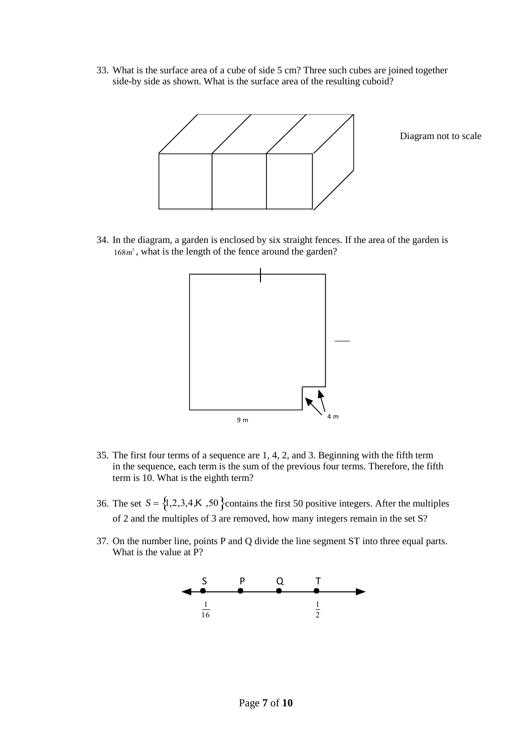33. What is the surface area of a cube of side 5 cm? Three such cubes are joined together side-by side as shown. What is the surface area of the resulting cuboid?

Diagram not to scale

34. In the diagram, a garden is enclosed by six straight fences. If the area of the garden is $168m^2$, what is the length of the fence around the garden?

4 m

9 m

35. The first four terms of a sequence are 1, 4, 2, and 3. Beginning with the fifth term in the sequence, each term is the sum of the previous four terms. Therefore, the fifth term is 10. What is the eighth term?

36. The set $S = \{1,2,3,4,\ldots,50\}$ contains the first 50 positive integers. After the multiples of 2 and the multiples of 3 are removed, how many integers remain in the set S?

37. On the number line, points P and Q divide the line segment ST into three equal parts. What is the value at P?

S P Q T

$\frac{1}{16}$ $\frac{1}{2}$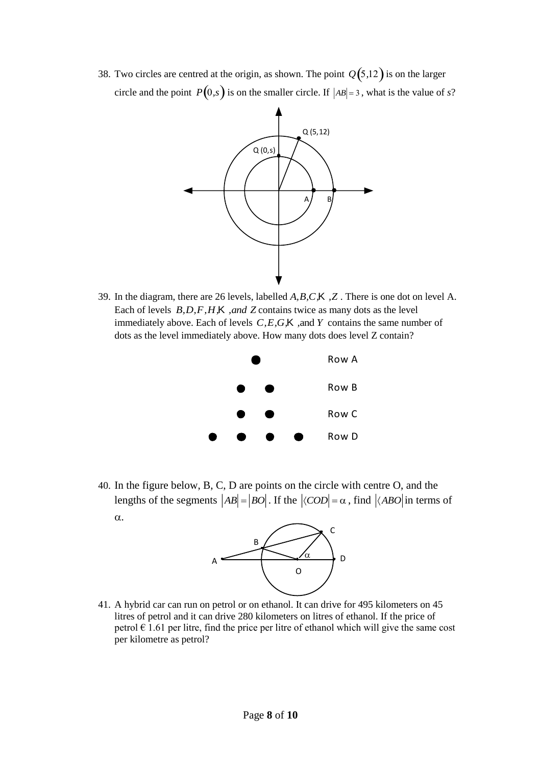38. Two circles are centred at the origin, as shown. The point $Q(5,12)$ is on the larger circle and the point $P(0,s)$ is on the smaller circle. If $|AB| = 3$, what is the value of *s*?

39. In the diagram, there are 26 levels, labelled $A, B, C, \ldots, Z$. There is one dot on level A. Each of levels $B, D, F, H, \ldots$, *and* $Z$ contains twice as many dots as the level immediately above. Each of levels $C, E, G, \ldots$, and $Y$ contains the same number of dots as the level immediately above. How many dots does level Z contain?

40. In the figure below, B, C, D are points on the circle with centre O, and the lengths of the segments $|AB| = |BO|$. If the $|\langle COD| = \alpha$, find $|\langle ABO|$ in terms of $\alpha$.

41. A hybrid car can run on petrol or on ethanol. It can drive for 495 kilometers on 45 litres of petrol and it can drive 280 kilometers on litres of ethanol. If the price of petrol € 1.61 per litre, find the price per litre of ethanol which will give the same cost per kilometre as petrol?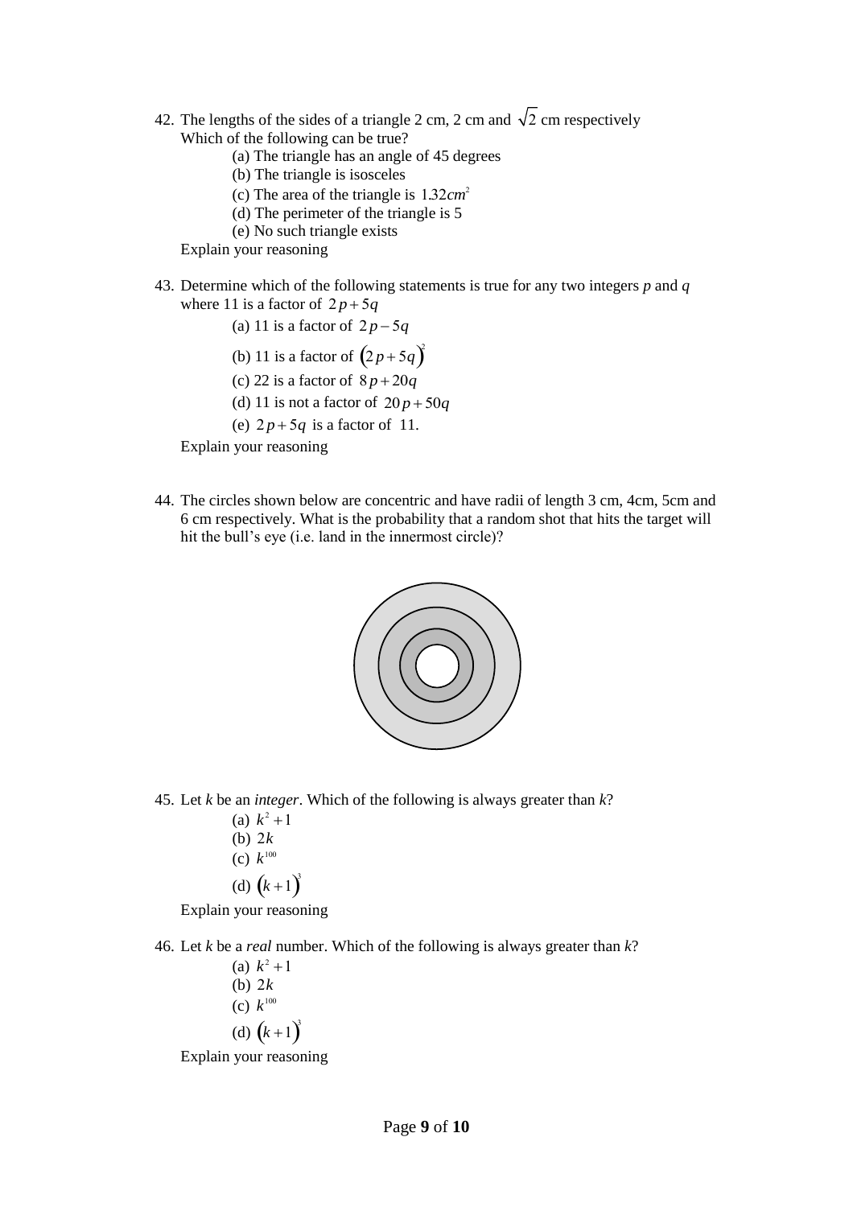42. The lengths of the sides of a triangle 2 cm, 2 cm and $\sqrt{2}$ cm respectively
    Which of the following can be true?
    - (a) The triangle has an angle of 45 degrees
    - (b) The triangle is isosceles
    - (c) The area of the triangle is $1.32cm^2$
    - (d) The perimeter of the triangle is 5
    - (e) No such triangle exists

    Explain your reasoning

43. Determine which of the following statements is true for any two integers *p* and *q* where 11 is a factor of $2p+5q$
    - (a) 11 is a factor of $2p-5q$
    - (b) 11 is a factor of $(2p+5q)^2$
    - (c) 22 is a factor of $8p+20q$
    - (d) 11 is not a factor of $20p+50q$
    - (e) $2p+5q$ is a factor of 11.

    Explain your reasoning

44. The circles shown below are concentric and have radii of length 3 cm, 4cm, 5cm and 6 cm respectively. What is the probability that a random shot that hits the target will hit the bull's eye (i.e. land in the innermost circle)?

45. Let *k* be an *integer*. Which of the following is always greater than *k*?
    - (a) $k^2+1$
    - (b) $2k$
    - (c) $k^{100}$
    - (d) $(k+1)^3$

    Explain your reasoning

46. Let *k* be a *real* number. Which of the following is always greater than *k*?
    - (a) $k^2+1$
    - (b) $2k$
    - (c) $k^{100}$
    - (d) $(k+1)^3$

    Explain your reasoning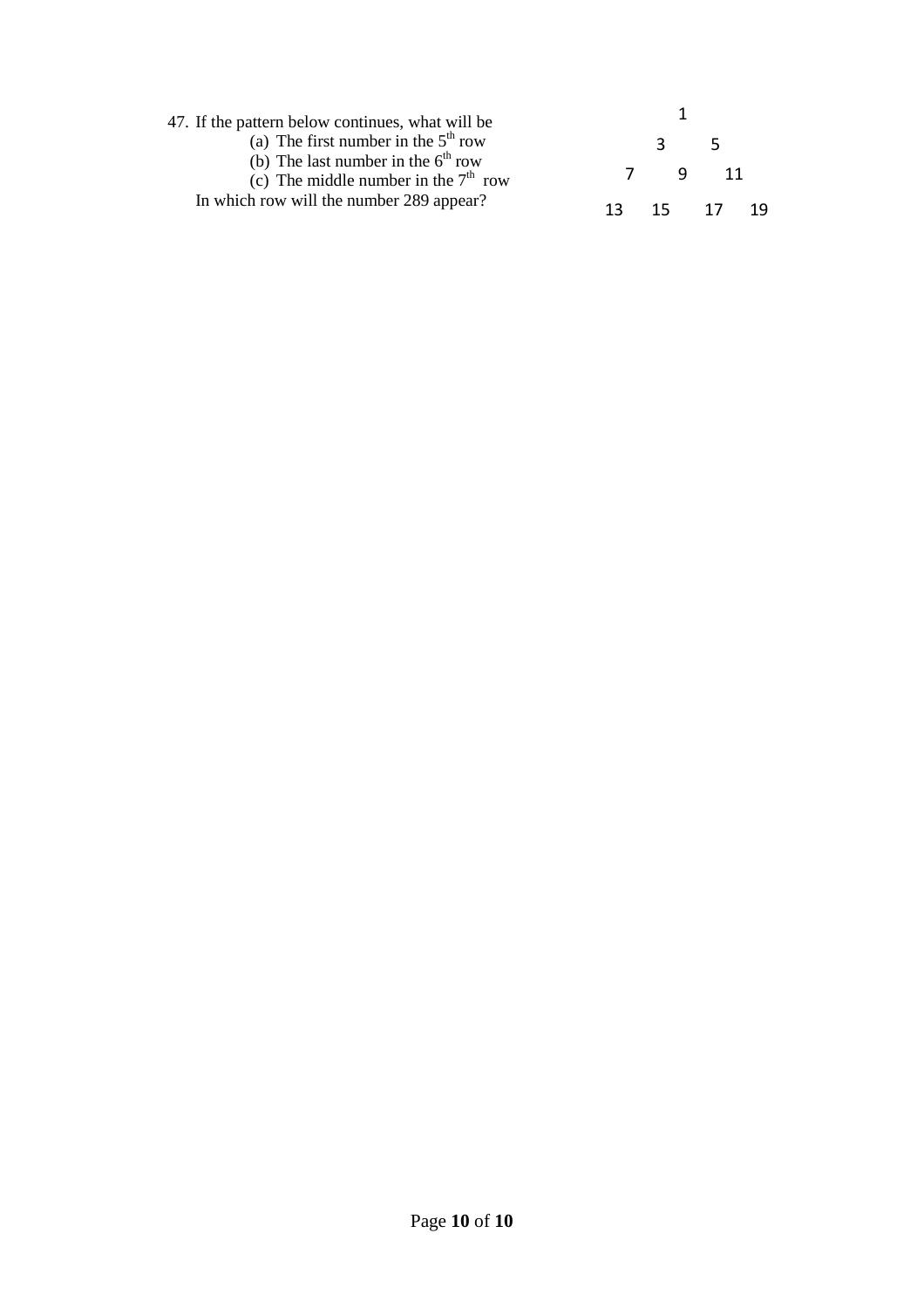47. If the pattern below continues, what will be

    (a) The first number in the $5^{th}$ row

    (b) The last number in the $6^{th}$ row

    (c) The middle number in the $7^{th}$ row

    In which row will the number 289 appear?

1

3 5

7 9 11

13 15 17 19